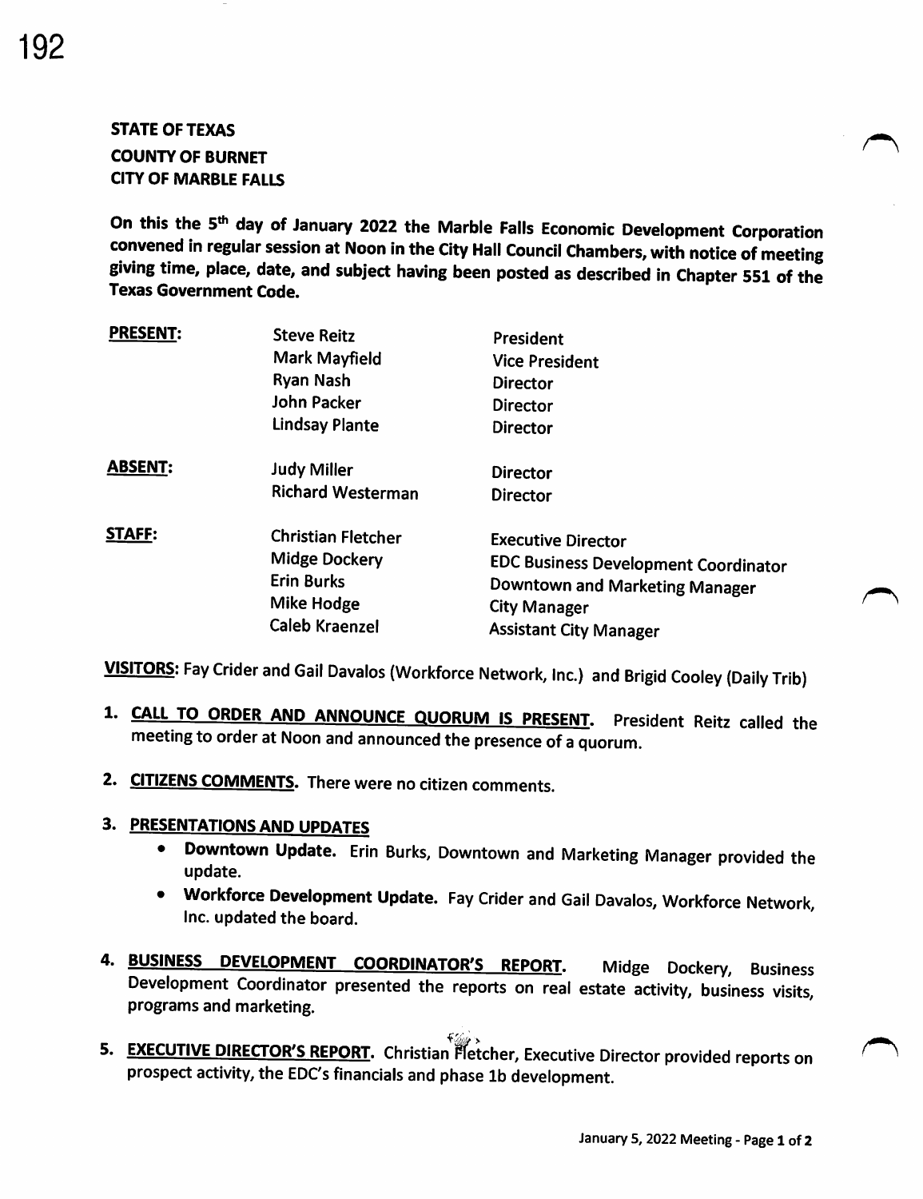**STATE OF TEXAS**
**COUNTY OF BURNET**
**CITY OF MARBLE FALLS**

**On this the 5th day of January 2022 the Marble Falls Economic Development Corporation convened in regular session at Noon in the City Hall Council Chambers, with notice of meeting giving time, place, date, and subject having been posted as described in Chapter 551 of the Texas Government Code.**

| | | |
|---|---|---|
| **PRESENT:** | Steve Reitz | President |
| | Mark Mayfield | Vice President |
| | Ryan Nash | Director |
| | John Packer | Director |
| | Lindsay Plante | Director |
| **ABSENT:** | Judy Miller | Director |
| | Richard Westerman | Director |
| **STAFF:** | Christian Fletcher | Executive Director |
| | Midge Dockery | EDC Business Development Coordinator |
| | Erin Burks | Downtown and Marketing Manager |
| | Mike Hodge | City Manager |
| | Caleb Kraenzel | Assistant City Manager |

**VISITORS**: Fay Crider and Gail Davalos (Workforce Network, Inc.) and Brigid Cooley (Daily Trib)

1. **CALL TO ORDER AND ANNOUNCE QUORUM IS PRESENT.** President Reitz called the meeting to order at Noon and announced the presence of a quorum.

2. **CITIZENS COMMENTS.** There were no citizen comments.

3. **PRESENTATIONS AND UPDATES**
   - **Downtown Update.** Erin Burks, Downtown and Marketing Manager provided the update.
   - **Workforce Development Update.** Fay Crider and Gail Davalos, Workforce Network, Inc. updated the board.

4. **BUSINESS DEVELOPMENT COORDINATOR'S REPORT.** Midge Dockery, Business Development Coordinator presented the reports on real estate activity, business visits, programs and marketing.

5. **EXECUTIVE DIRECTOR'S REPORT.** Christian Fletcher, Executive Director provided reports on prospect activity, the EDC's financials and phase 1b development.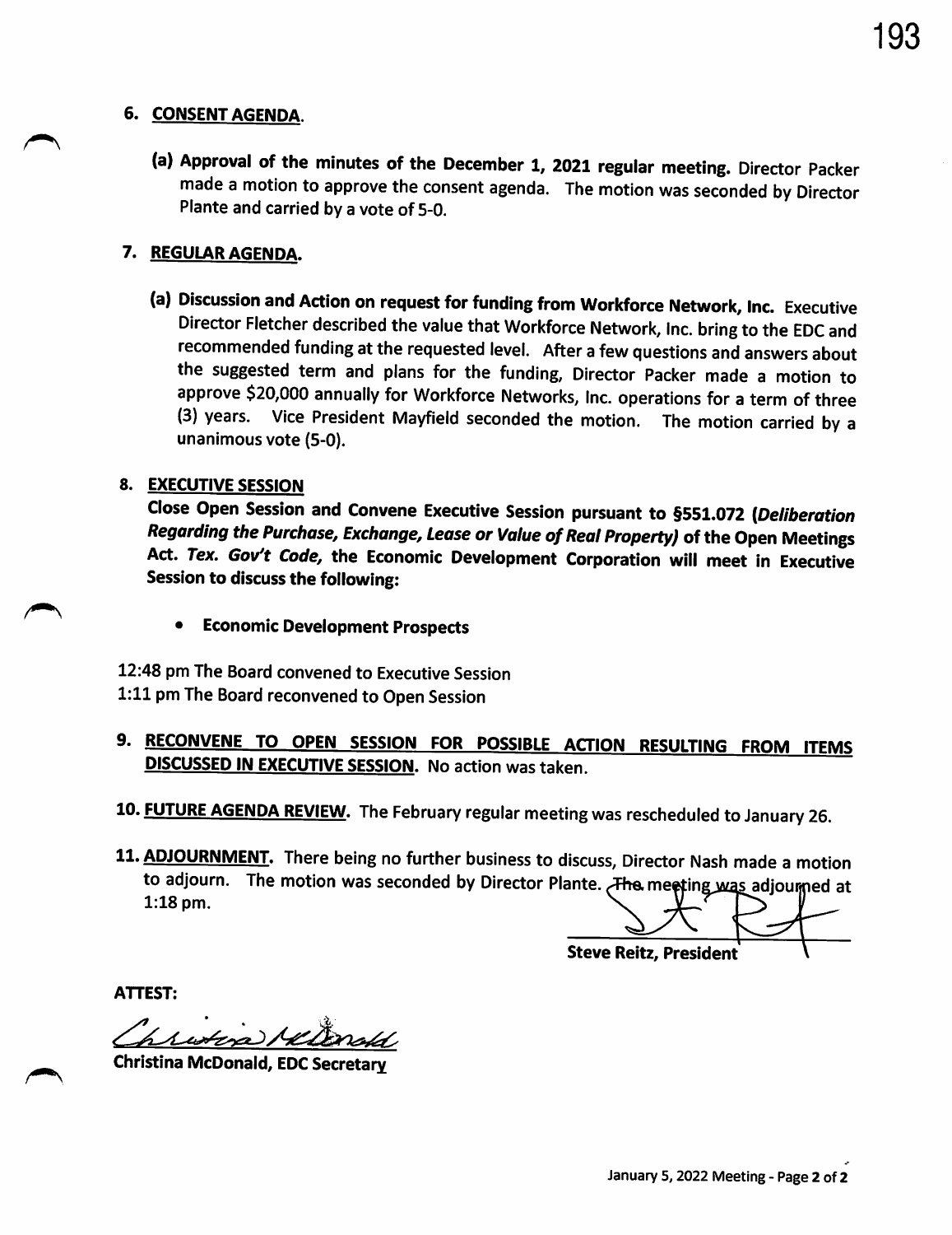6. **CONSENT AGENDA.**

   **(a) Approval of the minutes of the December 1, 2021 regular meeting.** Director Packer made a motion to approve the consent agenda. The motion was seconded by Director Plante and carried by a vote of 5-0.

7. **REGULAR AGENDA.**

   **(a) Discussion and Action on request for funding from Workforce Network, Inc.** Executive Director Fletcher described the value that Workforce Network, Inc. bring to the EDC and recommended funding at the requested level. After a few questions and answers about the suggested term and plans for the funding, Director Packer made a motion to approve $20,000 annually for Workforce Networks, Inc. operations for a term of three (3) years. Vice President Mayfield seconded the motion. The motion carried by a unanimous vote (5-0).

8. **EXECUTIVE SESSION**

   **Close Open Session and Convene Executive Session pursuant to §551.072 (*Deliberation Regarding the Purchase, Exchange, Lease or Value of Real Property*) of the Open Meetings Act. *Tex. Gov't Code,* the Economic Development Corporation will meet in Executive Session to discuss the following:**

   - **Economic Development Prospects**

12:48 pm The Board convened to Executive Session
1:11 pm The Board reconvened to Open Session

9. **RECONVENE TO OPEN SESSION FOR POSSIBLE ACTION RESULTING FROM ITEMS DISCUSSED IN EXECUTIVE SESSION.** No action was taken.

10. **FUTURE AGENDA REVIEW.** The February regular meeting was rescheduled to January 26.

11. **ADJOURNMENT.** There being no further business to discuss, Director Nash made a motion to adjourn. The motion was seconded by Director Plante. The meeting was adjourned at 1:18 pm.

**Steve Reitz, President**

**ATTEST:**

**Christina McDonald, EDC Secretary**